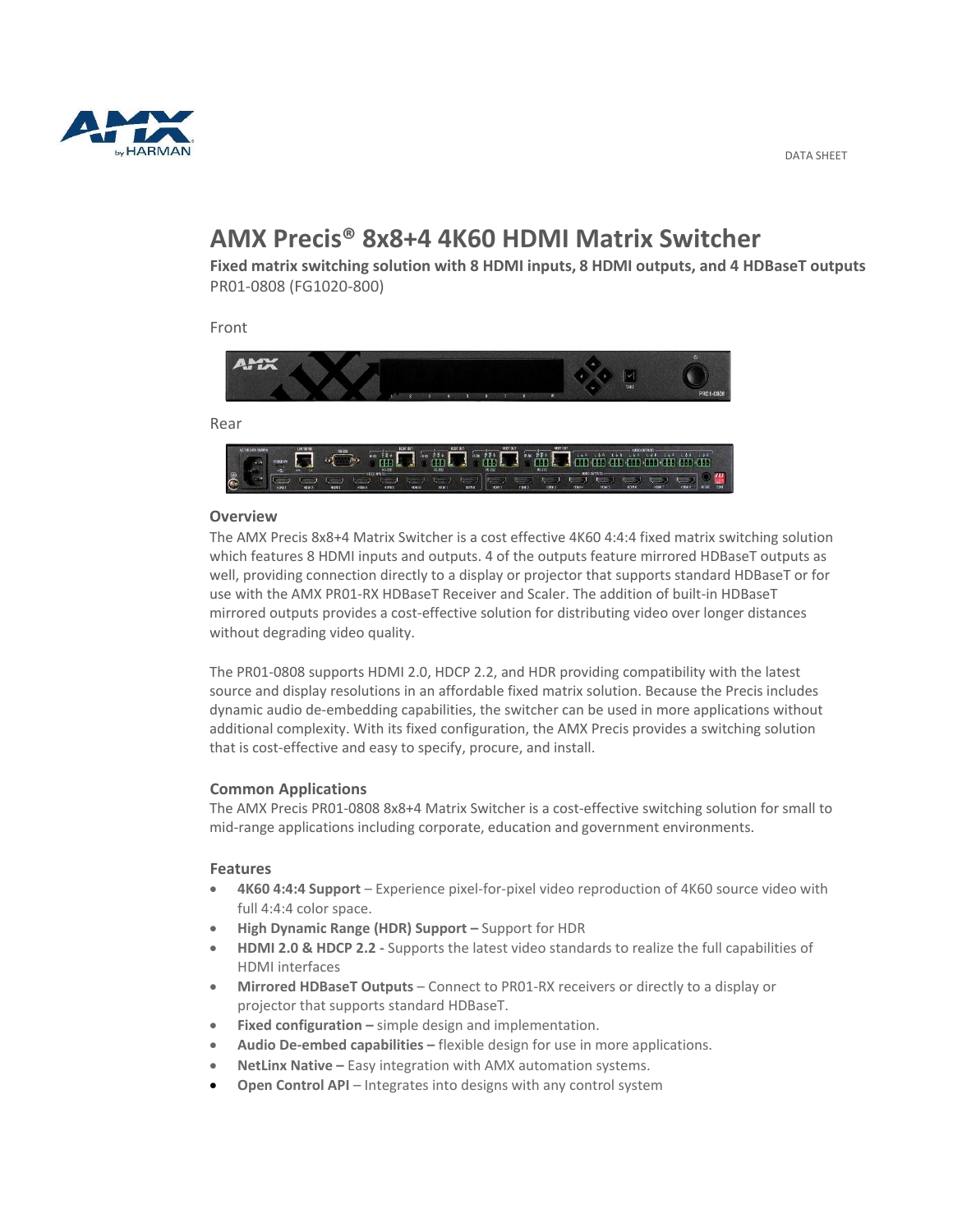DATA SHEET

# AMX Precis® 8x8+4 4K60 HDMI Matrix Switcher

**Fixed matrix switching solution with 8 HDMI inputs, 8 HDMI outputs, and 4 HDBaseT outputs**
PR01-0808 (FG1020-800)

Front

Rear

## Overview

The AMX Precis 8x8+4 Matrix Switcher is a cost effective 4K60 4:4:4 fixed matrix switching solution which features 8 HDMI inputs and outputs. 4 of the outputs feature mirrored HDBaseT outputs as well, providing connection directly to a display or projector that supports standard HDBaseT or for use with the AMX PR01-RX HDBaseT Receiver and Scaler. The addition of built-in HDBaseT mirrored outputs provides a cost-effective solution for distributing video over longer distances without degrading video quality.

The PR01-0808 supports HDMI 2.0, HDCP 2.2, and HDR providing compatibility with the latest source and display resolutions in an affordable fixed matrix solution. Because the Precis includes dynamic audio de-embedding capabilities, the switcher can be used in more applications without additional complexity. With its fixed configuration, the AMX Precis provides a switching solution that is cost-effective and easy to specify, procure, and install.

## Common Applications

The AMX Precis PR01-0808 8x8+4 Matrix Switcher is a cost-effective switching solution for small to mid-range applications including corporate, education and government environments.

## Features

- **4K60 4:4:4 Support** – Experience pixel-for-pixel video reproduction of 4K60 source video with full 4:4:4 color space.
- **High Dynamic Range (HDR) Support –** Support for HDR
- **HDMI 2.0 & HDCP 2.2 -** Supports the latest video standards to realize the full capabilities of HDMI interfaces
- **Mirrored HDBaseT Outputs** – Connect to PR01-RX receivers or directly to a display or projector that supports standard HDBaseT.
- **Fixed configuration –** simple design and implementation.
- **Audio De-embed capabilities –** flexible design for use in more applications.
- **NetLinx Native –** Easy integration with AMX automation systems.
- **Open Control API** – Integrates into designs with any control system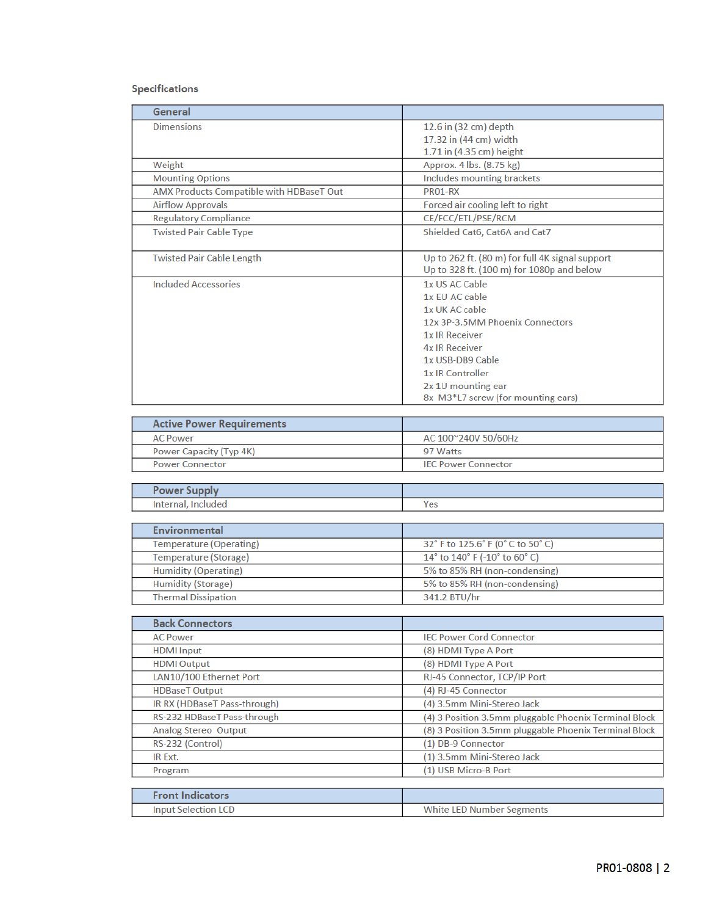## Specifications

| General | |
|---|---|
| Dimensions | 12.6 in (32 cm) depth<br>17.32 in (44 cm) width<br>1.71 in (4.35 cm) height |
| Weight | Approx. 4 lbs. (8.75 kg) |
| Mounting Options | Includes mounting brackets |
| AMX Products Compatible with HDBaseT Out | PR01-RX |
| Airflow Approvals | Forced air cooling left to right |
| Regulatory Compliance | CE/FCC/ETL/PSE/RCM |
| Twisted Pair Cable Type | Shielded Cat6, Cat6A and Cat7 |
| Twisted Pair Cable Length | Up to 262 ft. (80 m) for full 4K signal support<br>Up to 328 ft. (100 m) for 1080p and below |
| Included Accessories | 1x US AC Cable<br>1x EU AC cable<br>1x UK AC cable<br>12x 3P-3.5MM Phoenix Connectors<br>1x IR Receiver<br>4x IR Receiver<br>1x USB-DB9 Cable<br>1x IR Controller<br>2x 1U mounting ear<br>8x M3*L7 screw (for mounting ears) |

| Active Power Requirements | |
|---|---|
| AC Power | AC 100~240V 50/60Hz |
| Power Capacity (Typ 4K) | 97 Watts |
| Power Connector | IEC Power Connector |

| Power Supply | |
|---|---|
| Internal, Included | Yes |

| Environmental | |
|---|---|
| Temperature (Operating) | 32° F to 125.6° F (0° C to 50° C) |
| Temperature (Storage) | 14° to 140° F (-10° to 60° C) |
| Humidity (Operating) | 5% to 85% RH (non-condensing) |
| Humidity (Storage) | 5% to 85% RH (non-condensing) |
| Thermal Dissipation | 341.2 BTU/hr |

| Back Connectors | |
|---|---|
| AC Power | IEC Power Cord Connector |
| HDMI Input | (8) HDMI Type A Port |
| HDMI Output | (8) HDMI Type A Port |
| LAN10/100 Ethernet Port | RJ-45 Connector, TCP/IP Port |
| HDBaseT Output | (4) RJ-45 Connector |
| IR RX (HDBaseT Pass-through) | (4) 3.5mm Mini-Stereo Jack |
| RS-232 HDBaseT Pass-through | (4) 3 Position 3.5mm pluggable Phoenix Terminal Block |
| Analog Stereo Output | (8) 3 Position 3.5mm pluggable Phoenix Terminal Block |
| RS-232 (Control) | (1) DB-9 Connector |
| IR Ext. | (1) 3.5mm Mini-Stereo Jack |
| Program | (1) USB Micro-B Port |

| Front Indicators | |
|---|---|
| Input Selection LCD | White LED Number Segments |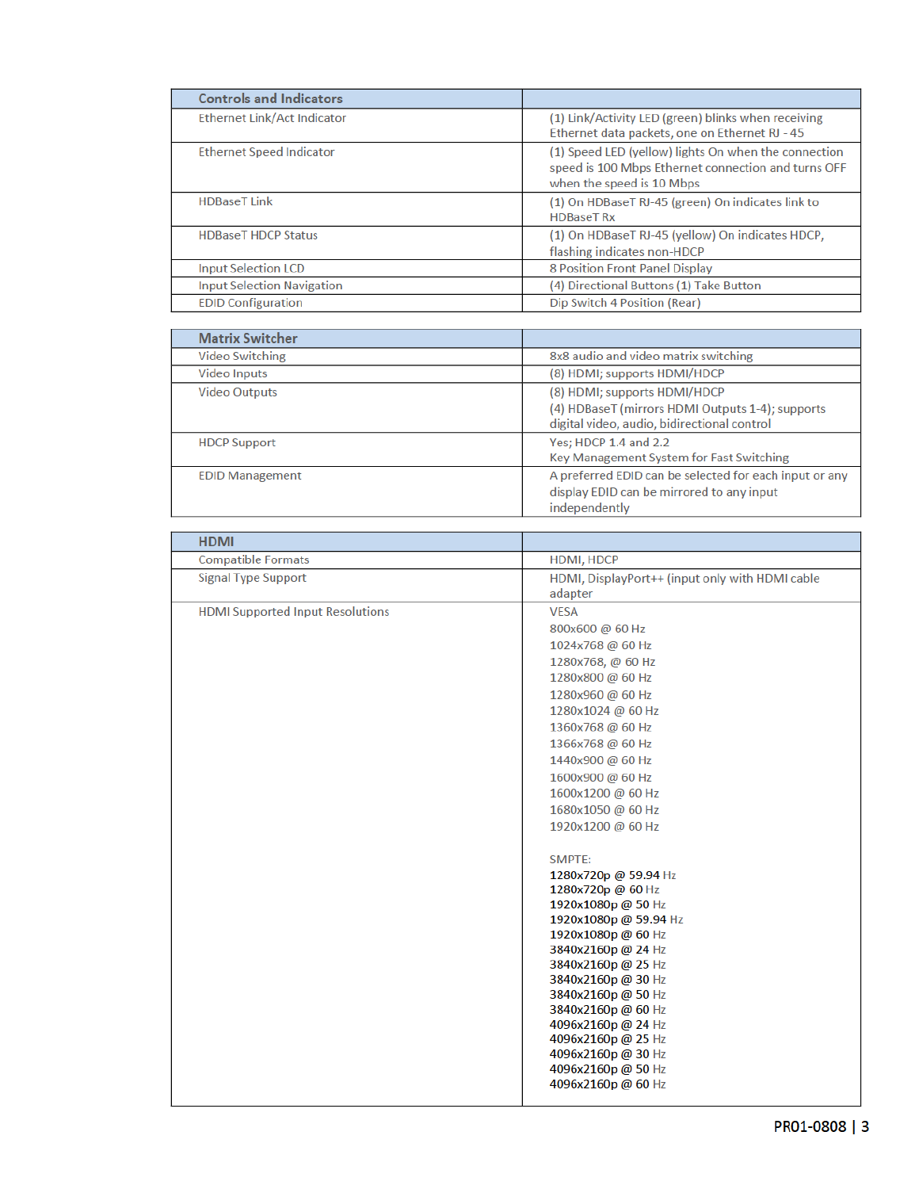| Controls and Indicators | |
|---|---|
| Ethernet Link/Act Indicator | (1) Link/Activity LED (green) blinks when receiving Ethernet data packets, one on Ethernet RJ - 45 |
| Ethernet Speed Indicator | (1) Speed LED (yellow) lights On when the connection speed is 100 Mbps Ethernet connection and turns OFF when the speed is 10 Mbps |
| HDBaseT Link | (1) On HDBaseT RJ-45 (green) On indicates link to HDBaseT Rx |
| HDBaseT HDCP Status | (1) On HDBaseT RJ-45 (yellow) On indicates HDCP, flashing indicates non-HDCP |
| Input Selection LCD | 8 Position Front Panel Display |
| Input Selection Navigation | (4) Directional Buttons (1) Take Button |
| EDID Configuration | Dip Switch 4 Position (Rear) |

| Matrix Switcher | |
|---|---|
| Video Switching | 8x8 audio and video matrix switching |
| Video Inputs | (8) HDMI; supports HDMI/HDCP |
| Video Outputs | (8) HDMI; supports HDMI/HDCP<br>(4) HDBaseT (mirrors HDMI Outputs 1-4); supports digital video, audio, bidirectional control |
| HDCP Support | Yes; HDCP 1.4 and 2.2<br>Key Management System for Fast Switching |
| EDID Management | A preferred EDID can be selected for each input or any display EDID can be mirrored to any input independently |

| HDMI | |
|---|---|
| Compatible Formats | HDMI, HDCP |
| Signal Type Support | HDMI, DisplayPort++ (input only with HDMI cable adapter |
| HDMI Supported Input Resolutions | VESA<br>800x600 @ 60 Hz<br>1024x768 @ 60 Hz<br>1280x768, @ 60 Hz<br>1280x800 @ 60 Hz<br>1280x960 @ 60 Hz<br>1280x1024 @ 60 Hz<br>1360x768 @ 60 Hz<br>1366x768 @ 60 Hz<br>1440x900 @ 60 Hz<br>1600x900 @ 60 Hz<br>1600x1200 @ 60 Hz<br>1680x1050 @ 60 Hz<br>1920x1200 @ 60 Hz<br><br>SMPTE:<br>1280x720p @ 59.94 Hz<br>1280x720p @ 60 Hz<br>1920x1080p @ 50 Hz<br>1920x1080p @ 59.94 Hz<br>1920x1080p @ 60 Hz<br>3840x2160p @ 24 Hz<br>3840x2160p @ 25 Hz<br>3840x2160p @ 30 Hz<br>3840x2160p @ 50 Hz<br>3840x2160p @ 60 Hz<br>4096x2160p @ 24 Hz<br>4096x2160p @ 25 Hz<br>4096x2160p @ 30 Hz<br>4096x2160p @ 50 Hz<br>4096x2160p @ 60 Hz |

PR01-0808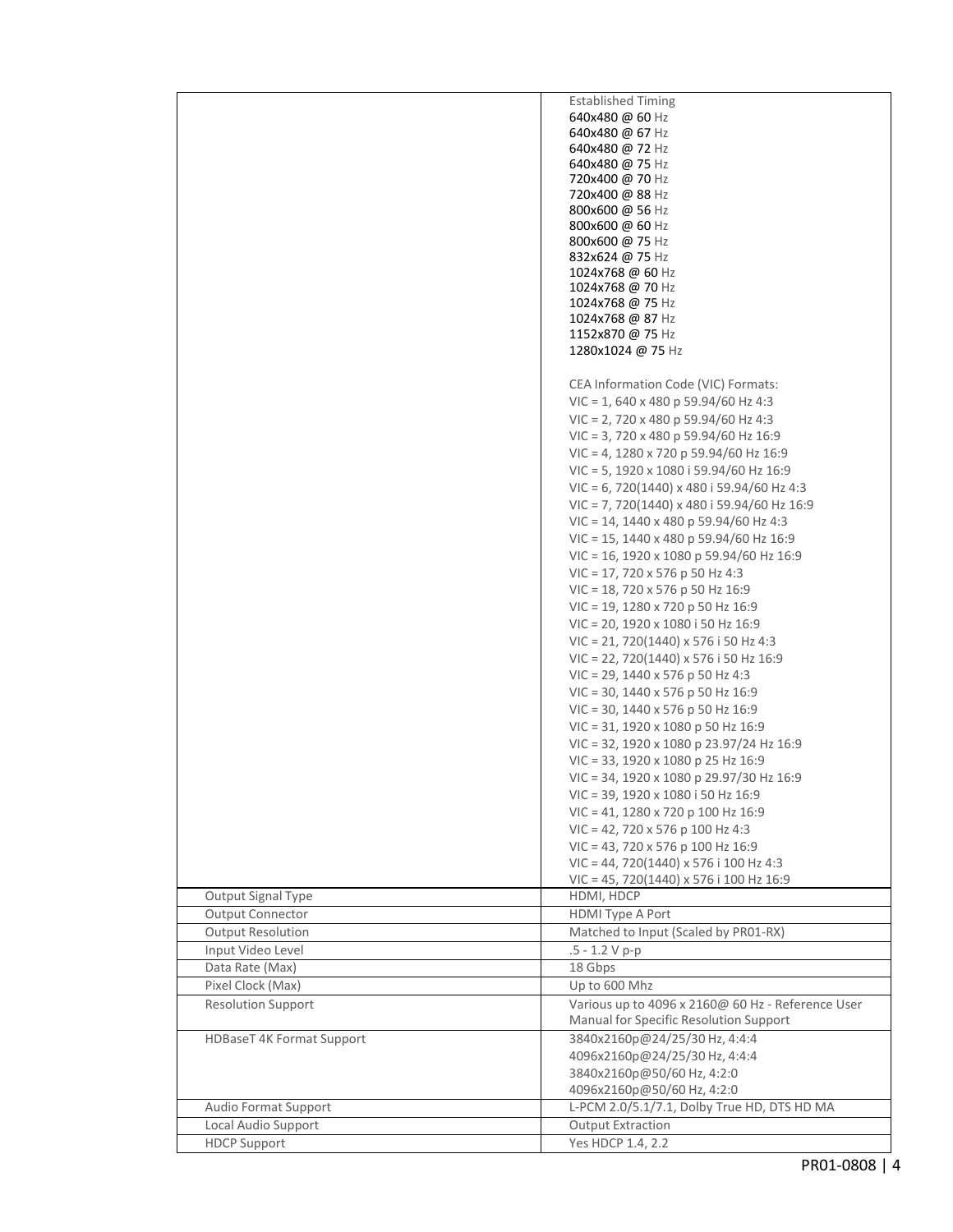| | |
|---|---|
| | Established Timing<br>640x480 @ 60 Hz<br>640x480 @ 67 Hz<br>640x480 @ 72 Hz<br>640x480 @ 75 Hz<br>720x400 @ 70 Hz<br>720x400 @ 88 Hz<br>800x600 @ 56 Hz<br>800x600 @ 60 Hz<br>800x600 @ 75 Hz<br>832x624 @ 75 Hz<br>1024x768 @ 60 Hz<br>1024x768 @ 70 Hz<br>1024x768 @ 75 Hz<br>1024x768 @ 87 Hz<br>1152x870 @ 75 Hz<br>1280x1024 @ 75 Hz<br><br>CEA Information Code (VIC) Formats:<br>VIC = 1, 640 x 480 p 59.94/60 Hz 4:3<br>VIC = 2, 720 x 480 p 59.94/60 Hz 4:3<br>VIC = 3, 720 x 480 p 59.94/60 Hz 16:9<br>VIC = 4, 1280 x 720 p 59.94/60 Hz 16:9<br>VIC = 5, 1920 x 1080 i 59.94/60 Hz 16:9<br>VIC = 6, 720(1440) x 480 i 59.94/60 Hz 4:3<br>VIC = 7, 720(1440) x 480 i 59.94/60 Hz 16:9<br>VIC = 14, 1440 x 480 p 59.94/60 Hz 4:3<br>VIC = 15, 1440 x 480 p 59.94/60 Hz 16:9<br>VIC = 16, 1920 x 1080 p 59.94/60 Hz 16:9<br>VIC = 17, 720 x 576 p 50 Hz 4:3<br>VIC = 18, 720 x 576 p 50 Hz 16:9<br>VIC = 19, 1280 x 720 p 50 Hz 16:9<br>VIC = 20, 1920 x 1080 i 50 Hz 16:9<br>VIC = 21, 720(1440) x 576 i 50 Hz 4:3<br>VIC = 22, 720(1440) x 576 i 50 Hz 16:9<br>VIC = 29, 1440 x 576 p 50 Hz 4:3<br>VIC = 30, 1440 x 576 p 50 Hz 16:9<br>VIC = 30, 1440 x 576 p 50 Hz 16:9<br>VIC = 31, 1920 x 1080 p 50 Hz 16:9<br>VIC = 32, 1920 x 1080 p 23.97/24 Hz 16:9<br>VIC = 33, 1920 x 1080 p 25 Hz 16:9<br>VIC = 34, 1920 x 1080 p 29.97/30 Hz 16:9<br>VIC = 39, 1920 x 1080 i 50 Hz 16:9<br>VIC = 41, 1280 x 720 p 100 Hz 16:9<br>VIC = 42, 720 x 576 p 100 Hz 4:3<br>VIC = 43, 720 x 576 p 100 Hz 16:9<br>VIC = 44, 720(1440) x 576 i 100 Hz 4:3<br>VIC = 45, 720(1440) x 576 i 100 Hz 16:9 |
| Output Signal Type | HDMI, HDCP |
| Output Connector | HDMI Type A Port |
| Output Resolution | Matched to Input (Scaled by PR01-RX) |
| Input Video Level | .5 - 1.2 V p-p |
| Data Rate (Max) | 18 Gbps |
| Pixel Clock (Max) | Up to 600 Mhz |
| Resolution Support | Various up to 4096 x 2160@ 60 Hz - Reference User Manual for Specific Resolution Support |
| HDBaseT 4K Format Support | 3840x2160p@24/25/30 Hz, 4:4:4<br>4096x2160p@24/25/30 Hz, 4:4:4<br>3840x2160p@50/60 Hz, 4:2:0<br>4096x2160p@50/60 Hz, 4:2:0 |
| Audio Format Support | L-PCM 2.0/5.1/7.1, Dolby True HD, DTS HD MA |
| Local Audio Support | Output Extraction |
| HDCP Support | Yes HDCP 1.4, 2.2 |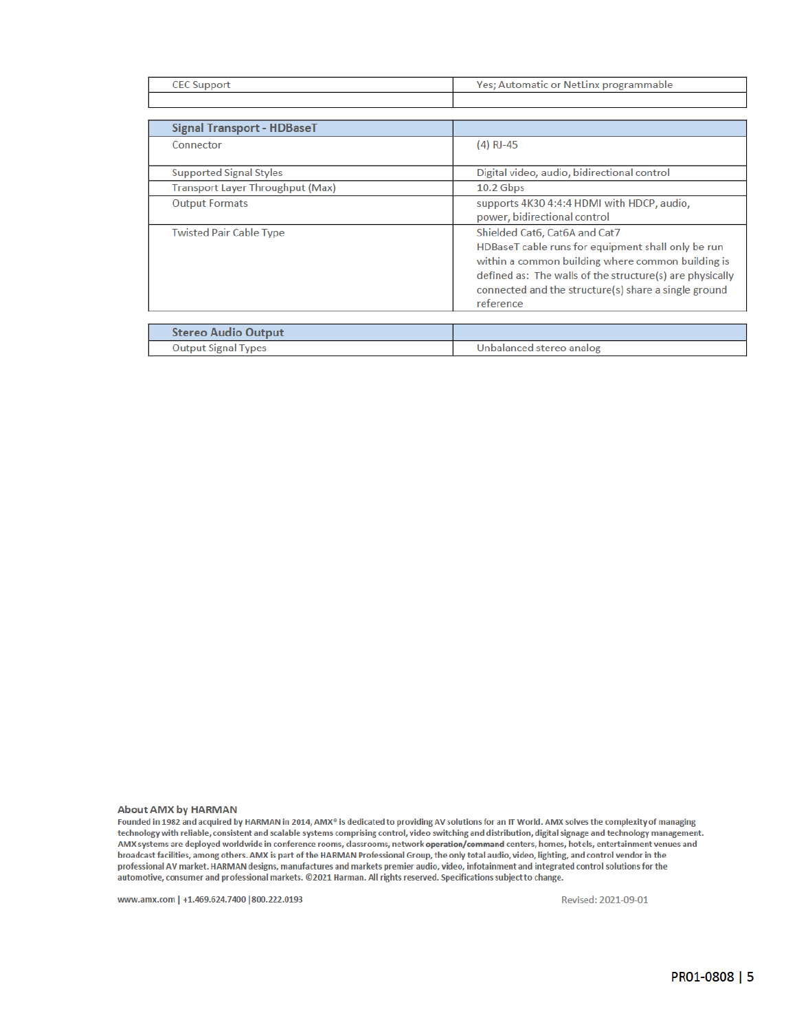| | |
|---|---|
| CEC Support | Yes; Automatic or NetLinx programmable |
| | |

| Signal Transport - HDBaseT | |
|---|---|
| Connector | (4) RJ-45 |
| Supported Signal Styles | Digital video, audio, bidirectional control |
| Transport Layer Throughput (Max) | 10.2 Gbps |
| Output Formats | supports 4K30 4:4:4 HDMI with HDCP, audio, power, bidirectional control |
| Twisted Pair Cable Type | Shielded Cat6, Cat6A and Cat7<br>HDBaseT cable runs for equipment shall only be run within a common building where common building is defined as: The walls of the structure(s) are physically connected and the structure(s) share a single ground reference |

| Stereo Audio Output | |
|---|---|
| Output Signal Types | Unbalanced stereo analog |

**About AMX by HARMAN**

Founded in 1982 and acquired by HARMAN in 2014, AMX® is dedicated to providing AV solutions for an IT World. AMX solves the complexity of managing technology with reliable, consistent and scalable systems comprising control, video switching and distribution, digital signage and technology management. AMX systems are deployed worldwide in conference rooms, classrooms, network operation/command centers, homes, hotels, entertainment venues and broadcast facilities, among others. AMX is part of the HARMAN Professional Group, the only total audio, video, lighting, and control vendor in the professional AV market. HARMAN designs, manufactures and markets premier audio, video, infotainment and integrated control solutions for the automotive, consumer and professional markets. ©2021 Harman. All rights reserved. Specifications subject to change.

www.amx.com | +1.469.624.7400 | 800.222.0193

Revised: 2021-09-01

PR01-0808